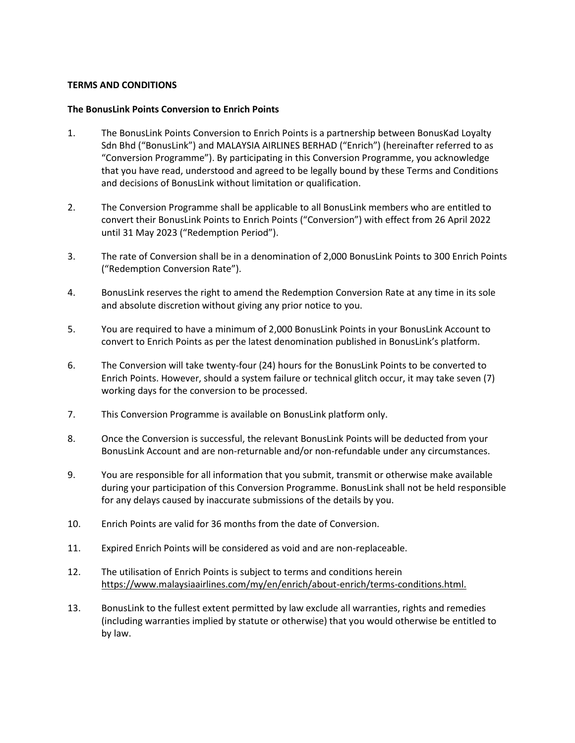**TERMS AND CONDITIONS**

**The BonusLink Points Conversion to Enrich Points**

1. The BonusLink Points Conversion to Enrich Points is a partnership between BonusKad Loyalty Sdn Bhd ("BonusLink") and MALAYSIA AIRLINES BERHAD ("Enrich") (hereinafter referred to as "Conversion Programme"). By participating in this Conversion Programme, you acknowledge that you have read, understood and agreed to be legally bound by these Terms and Conditions and decisions of BonusLink without limitation or qualification.

2. The Conversion Programme shall be applicable to all BonusLink members who are entitled to convert their BonusLink Points to Enrich Points ("Conversion") with effect from 26 April 2022 until 31 May 2023 ("Redemption Period").

3. The rate of Conversion shall be in a denomination of 2,000 BonusLink Points to 300 Enrich Points ("Redemption Conversion Rate").

4. BonusLink reserves the right to amend the Redemption Conversion Rate at any time in its sole and absolute discretion without giving any prior notice to you.

5. You are required to have a minimum of 2,000 BonusLink Points in your BonusLink Account to convert to Enrich Points as per the latest denomination published in BonusLink's platform.

6. The Conversion will take twenty-four (24) hours for the BonusLink Points to be converted to Enrich Points. However, should a system failure or technical glitch occur, it may take seven (7) working days for the conversion to be processed.

7. This Conversion Programme is available on BonusLink platform only.

8. Once the Conversion is successful, the relevant BonusLink Points will be deducted from your BonusLink Account and are non-returnable and/or non-refundable under any circumstances.

9. You are responsible for all information that you submit, transmit or otherwise make available during your participation of this Conversion Programme. BonusLink shall not be held responsible for any delays caused by inaccurate submissions of the details by you.

10. Enrich Points are valid for 36 months from the date of Conversion.

11. Expired Enrich Points will be considered as void and are non-replaceable.

12. The utilisation of Enrich Points is subject to terms and conditions herein https://www.malaysiaairlines.com/my/en/enrich/about-enrich/terms-conditions.html.

13. BonusLink to the fullest extent permitted by law exclude all warranties, rights and remedies (including warranties implied by statute or otherwise) that you would otherwise be entitled to by law.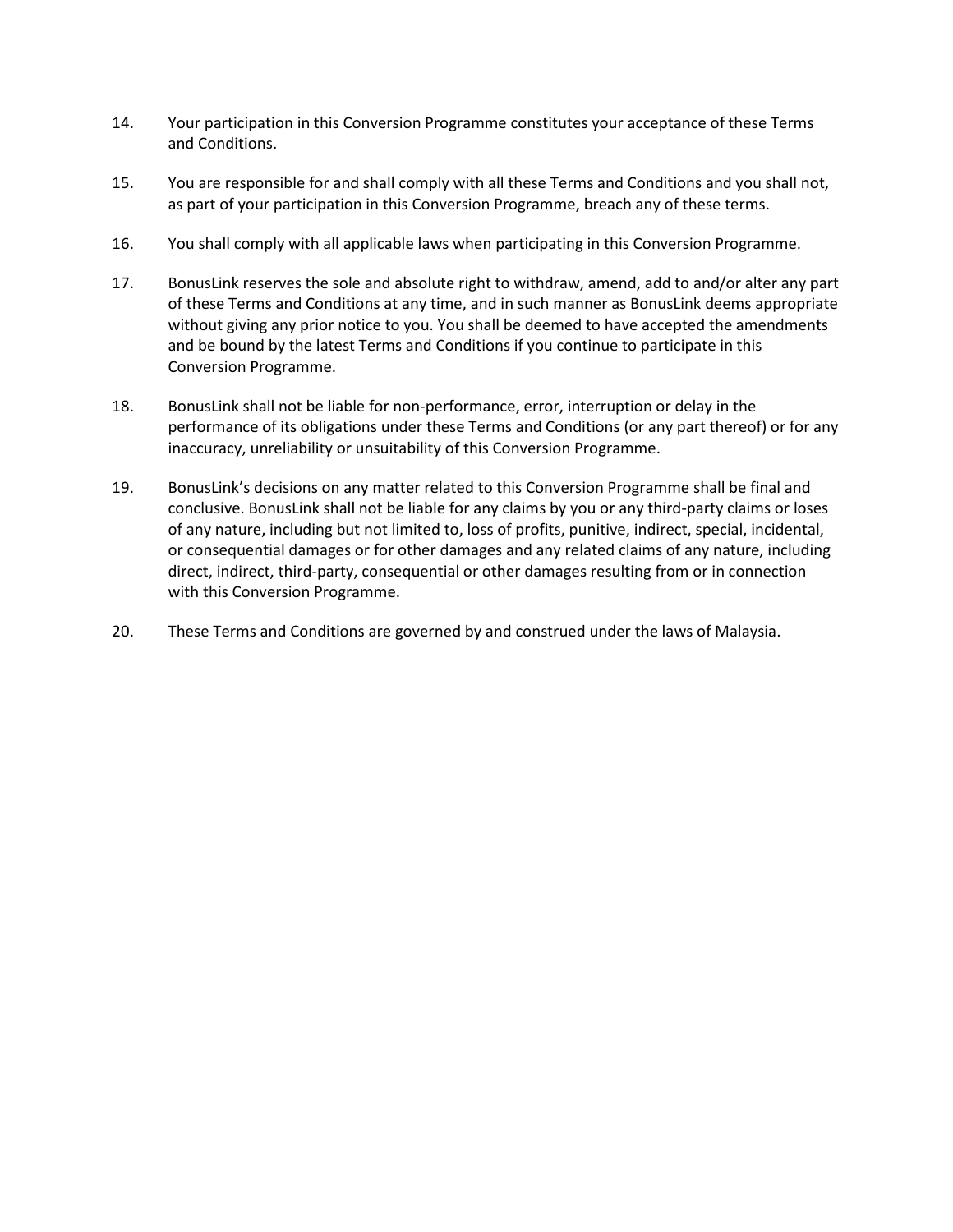14. Your participation in this Conversion Programme constitutes your acceptance of these Terms and Conditions.

15. You are responsible for and shall comply with all these Terms and Conditions and you shall not, as part of your participation in this Conversion Programme, breach any of these terms.

16. You shall comply with all applicable laws when participating in this Conversion Programme.

17. BonusLink reserves the sole and absolute right to withdraw, amend, add to and/or alter any part of these Terms and Conditions at any time, and in such manner as BonusLink deems appropriate without giving any prior notice to you. You shall be deemed to have accepted the amendments and be bound by the latest Terms and Conditions if you continue to participate in this Conversion Programme.

18. BonusLink shall not be liable for non-performance, error, interruption or delay in the performance of its obligations under these Terms and Conditions (or any part thereof) or for any inaccuracy, unreliability or unsuitability of this Conversion Programme.

19. BonusLink's decisions on any matter related to this Conversion Programme shall be final and conclusive. BonusLink shall not be liable for any claims by you or any third-party claims or loses of any nature, including but not limited to, loss of profits, punitive, indirect, special, incidental, or consequential damages or for other damages and any related claims of any nature, including direct, indirect, third-party, consequential or other damages resulting from or in connection with this Conversion Programme.

20. These Terms and Conditions are governed by and construed under the laws of Malaysia.